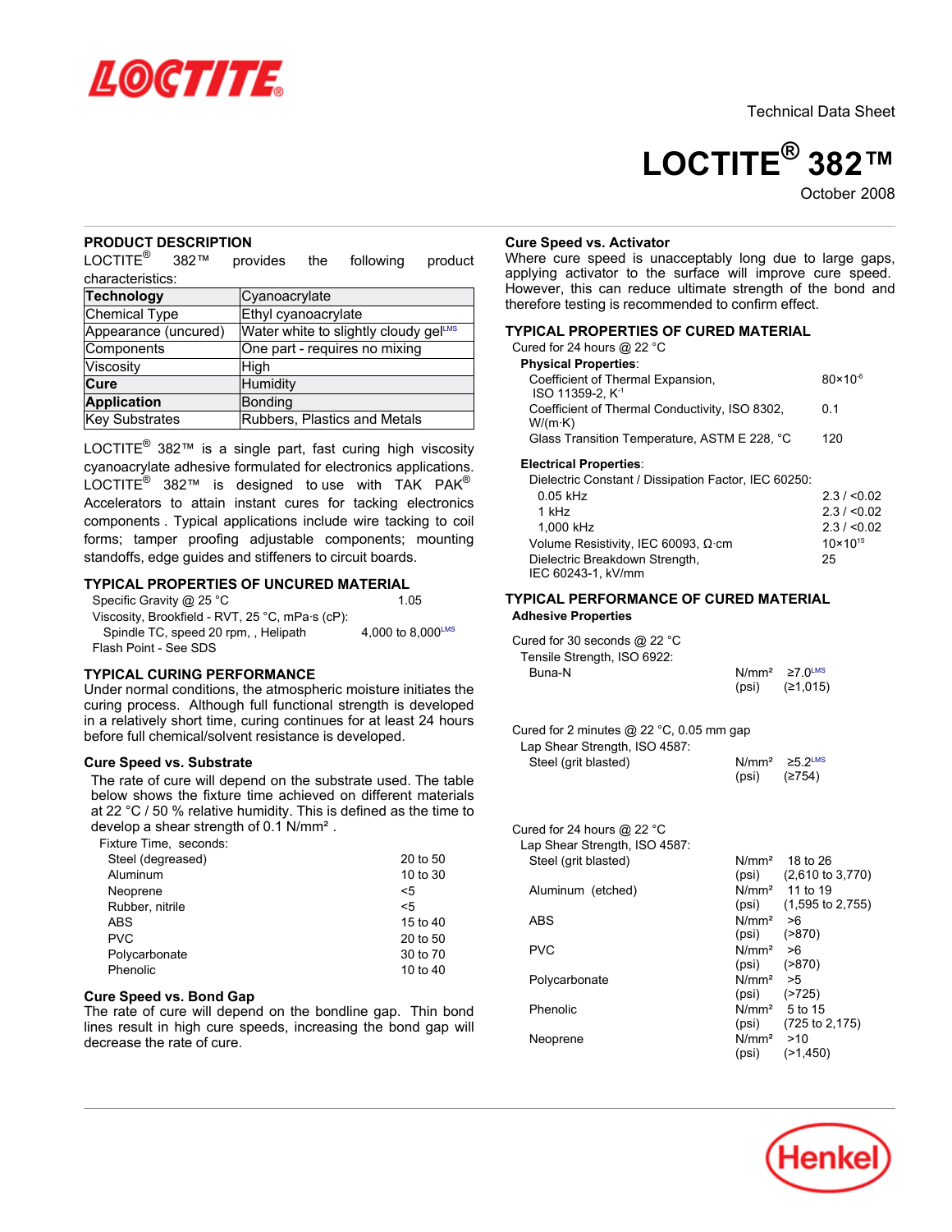Technical Data Sheet

# LOCTITE® 382™

October 2008

## PRODUCT DESCRIPTION

LOCTITE® 382™ provides the following product characteristics:

| **Technology** | Cyanoacrylate |
|---|---|
| Chemical Type | Ethyl cyanoacrylate |
| Appearance (uncured) | Water white to slightly cloudy gel[LMS] |
| Components | One part - requires no mixing |
| Viscosity | High |
| **Cure** | Humidity |
| **Application** | Bonding |
| Key Substrates | Rubbers, Plastics and Metals |

LOCTITE® 382™ is a single part, fast curing high viscosity cyanoacrylate adhesive formulated for electronics applications. LOCTITE® 382™ is designed to use with TAK PAK® Accelerators to attain instant cures for tacking electronics components . Typical applications include wire tacking to coil forms; tamper proofing adjustable components; mounting standoffs, edge guides and stiffeners to circuit boards.

## TYPICAL PROPERTIES OF UNCURED MATERIAL

| | |
|---|---|
| Specific Gravity @ 25 °C | 1.05 |
| Viscosity, Brookfield - RVT, 25 °C, mPa·s (cP): | |
| Spindle TC, speed 20 rpm, , Helipath | 4,000 to 8,000[LMS] |
| Flash Point - See SDS | |

## TYPICAL CURING PERFORMANCE

Under normal conditions, the atmospheric moisture initiates the curing process. Although full functional strength is developed in a relatively short time, curing continues for at least 24 hours before full chemical/solvent resistance is developed.

### Cure Speed vs. Substrate

The rate of cure will depend on the substrate used. The table below shows the fixture time achieved on different materials at 22 °C / 50 % relative humidity. This is defined as the time to develop a shear strength of 0.1 N/mm² .

Fixture Time, seconds:

| | |
|---|---|
| Steel (degreased) | 20 to 50 |
| Aluminum | 10 to 30 |
| Neoprene | <5 |
| Rubber, nitrile | <5 |
| ABS | 15 to 40 |
| PVC | 20 to 50 |
| Polycarbonate | 30 to 70 |
| Phenolic | 10 to 40 |

### Cure Speed vs. Bond Gap

The rate of cure will depend on the bondline gap. Thin bond lines result in high cure speeds, increasing the bond gap will decrease the rate of cure.

### Cure Speed vs. Activator

Where cure speed is unacceptably long due to large gaps, applying activator to the surface will improve cure speed. However, this can reduce ultimate strength of the bond and therefore testing is recommended to confirm effect.

## TYPICAL PROPERTIES OF CURED MATERIAL

Cured for 24 hours @ 22 °C

**Physical Properties**:

| | |
|---|---|
| Coefficient of Thermal Expansion, ISO 11359-2, $K^{-1}$ | $80\times10^{-6}$ |
| Coefficient of Thermal Conductivity, ISO 8302, W/(m·K) | 0.1 |
| Glass Transition Temperature, ASTM E 228, °C | 120 |

**Electrical Properties**:

| | |
|---|---|
| Dielectric Constant / Dissipation Factor, IEC 60250: | |
| 0.05 kHz | 2.3 / <0.02 |
| 1 kHz | 2.3 / <0.02 |
| 1,000 kHz | 2.3 / <0.02 |
| Volume Resistivity, IEC 60093, Ω·cm | $10\times10^{15}$ |
| Dielectric Breakdown Strength, IEC 60243-1, kV/mm | 25 |

## TYPICAL PERFORMANCE OF CURED MATERIAL

**Adhesive Properties**

Cured for 30 seconds @ 22 °C

Tensile Strength, ISO 6922:

| | | |
|---|---|---|
| Buna-N | N/mm² | ≥7.0[LMS] |
| | (psi) | (≥1,015) |

Cured for 2 minutes @ 22 °C, 0.05 mm gap

Lap Shear Strength, ISO 4587:

| | | |
|---|---|---|
| Steel (grit blasted) | N/mm² | ≥5.2[LMS] |
| | (psi) | (≥754) |

Cured for 24 hours @ 22 °C

Lap Shear Strength, ISO 4587:

| | | |
|---|---|---|
| Steel (grit blasted) | N/mm² | 18 to 26 |
| | (psi) | (2,610 to 3,770) |
| Aluminum (etched) | N/mm² | 11 to 19 |
| | (psi) | (1,595 to 2,755) |
| ABS | N/mm² | >6 |
| | (psi) | (>870) |
| PVC | N/mm² | >6 |
| | (psi) | (>870) |
| Polycarbonate | N/mm² | >5 |
| | (psi) | (>725) |
| Phenolic | N/mm² | 5 to 15 |
| | (psi) | (725 to 2,175) |
| Neoprene | N/mm² | >10 |
| | (psi) | (>1,450) |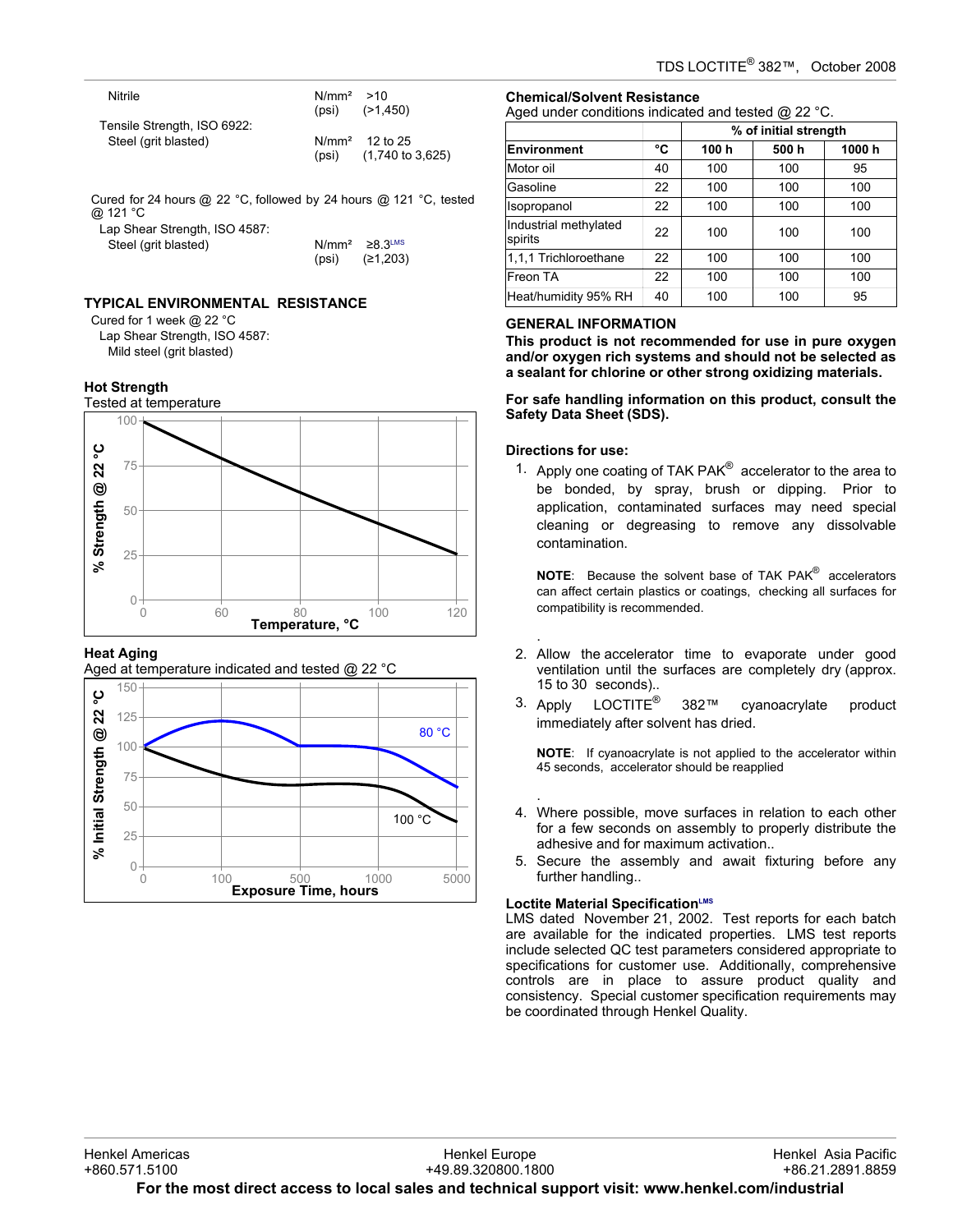Nitrile N/mm² >10
(psi) (>1,450)

Tensile Strength, ISO 6922:
Steel (grit blasted) N/mm² 12 to 25
(psi) (1,740 to 3,625)

Cured for 24 hours @ 22 °C, followed by 24 hours @ 121 °C, tested @ 121 °C

Lap Shear Strength, ISO 4587:
Steel (grit blasted) N/mm² ≥8.3[LMS]
(psi) (≥1,203)

## TYPICAL ENVIRONMENTAL RESISTANCE

Cured for 1 week @ 22 °C
Lap Shear Strength, ISO 4587:
Mild steel (grit blasted)

### Hot Strength

Tested at temperature

### Heat Aging

Aged at temperature indicated and tested @ 22 °C

### Chemical/Solvent Resistance

Aged under conditions indicated and tested @ 22 °C.

| | | % of initial strength | | |
|---|---|---|---|---|
| **Environment** | **°C** | **100 h** | **500 h** | **1000 h** |
| Motor oil | 40 | 100 | 100 | 95 |
| Gasoline | 22 | 100 | 100 | 100 |
| Isopropanol | 22 | 100 | 100 | 100 |
| Industrial methylated spirits | 22 | 100 | 100 | 100 |
| 1,1,1 Trichloroethane | 22 | 100 | 100 | 100 |
| Freon TA | 22 | 100 | 100 | 100 |
| Heat/humidity 95% RH | 40 | 100 | 100 | 95 |

## GENERAL INFORMATION

**This product is not recommended for use in pure oxygen and/or oxygen rich systems and should not be selected as a sealant for chlorine or other strong oxidizing materials.**

**For safe handling information on this product, consult the Safety Data Sheet (SDS).**

**Directions for use:**

1. Apply one coating of TAK PAK® accelerator to the area to be bonded, by spray, brush or dipping. Prior to application, contaminated surfaces may need special cleaning or degreasing to remove any dissolvable contamination.

   **NOTE**: Because the solvent base of TAK PAK® accelerators can affect certain plastics or coatings, checking all surfaces for compatibility is recommended.

2. Allow the accelerator time to evaporate under good ventilation until the surfaces are completely dry (approx. 15 to 30 seconds)..
3. Apply LOCTITE® 382™ cyanoacrylate product immediately after solvent has dried.

   **NOTE**: If cyanoacrylate is not applied to the accelerator within 45 seconds, accelerator should be reapplied

4. Where possible, move surfaces in relation to each other for a few seconds on assembly to properly distribute the adhesive and for maximum activation..
5. Secure the assembly and await fixturing before any further handling..

### Loctite Material Specification[LMS]

LMS dated November 21, 2002. Test reports for each batch are available for the indicated properties. LMS test reports include selected QC test parameters considered appropriate to specifications for customer use. Additionally, comprehensive controls are in place to assure product quality and consistency. Special customer specification requirements may be coordinated through Henkel Quality.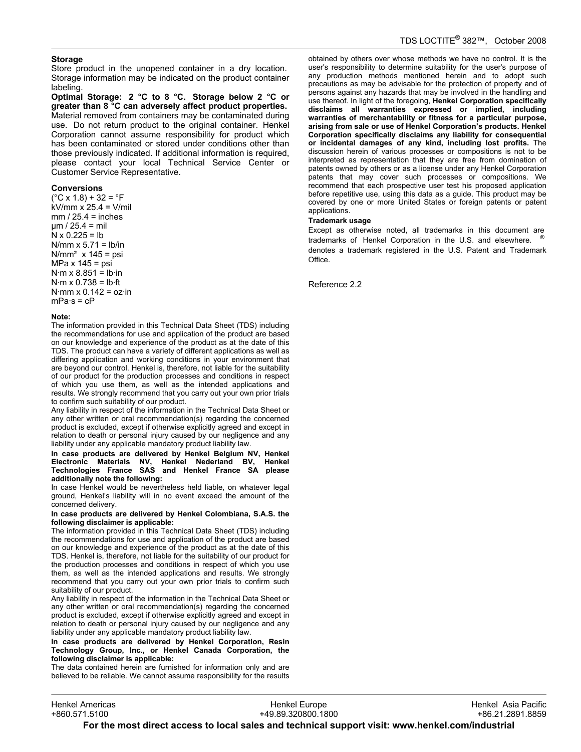### Storage

Store product in the unopened container in a dry location. Storage information may be indicated on the product container labeling.

**Optimal Storage: 2 °C to 8 °C. Storage below 2 °C or greater than 8 °C can adversely affect product properties.** Material removed from containers may be contaminated during use. Do not return product to the original container. Henkel Corporation cannot assume responsibility for product which has been contaminated or stored under conditions other than those previously indicated. If additional information is required, please contact your local Technical Service Center or Customer Service Representative.

### Conversions

(°C x 1.8) + 32 = °F
kV/mm x 25.4 = V/mil
mm / 25.4 = inches
µm / 25.4 = mil
N x 0.225 = lb
N/mm x 5.71 = lb/in
N/mm² x 145 = psi
MPa x 145 = psi
N·m x 8.851 = lb·in
N·m x 0.738 = lb·ft
N·mm x 0.142 = oz·in
mPa·s = cP

#### Note:

The information provided in this Technical Data Sheet (TDS) including the recommendations for use and application of the product are based on our knowledge and experience of the product as at the date of this TDS. The product can have a variety of different applications as well as differing application and working conditions in your environment that are beyond our control. Henkel is, therefore, not liable for the suitability of our product for the production processes and conditions in respect of which you use them, as well as the intended applications and results. We strongly recommend that you carry out your own prior trials to confirm such suitability of our product.

Any liability in respect of the information in the Technical Data Sheet or any other written or oral recommendation(s) regarding the concerned product is excluded, except if otherwise explicitly agreed and except in relation to death or personal injury caused by our negligence and any liability under any applicable mandatory product liability law.

**In case products are delivered by Henkel Belgium NV, Henkel Electronic Materials NV, Henkel Nederland BV, Henkel Technologies France SAS and Henkel France SA please additionally note the following:**

In case Henkel would be nevertheless held liable, on whatever legal ground, Henkel's liability will in no event exceed the amount of the concerned delivery.

**In case products are delivered by Henkel Colombiana, S.A.S. the following disclaimer is applicable:**

The information provided in this Technical Data Sheet (TDS) including the recommendations for use and application of the product are based on our knowledge and experience of the product as at the date of this TDS. Henkel is, therefore, not liable for the suitability of our product for the production processes and conditions in respect of which you use them, as well as the intended applications and results. We strongly recommend that you carry out your own prior trials to confirm such suitability of our product.

Any liability in respect of the information in the Technical Data Sheet or any other written or oral recommendation(s) regarding the concerned product is excluded, except if otherwise explicitly agreed and except in relation to death or personal injury caused by our negligence and any liability under any applicable mandatory product liability law.

**In case products are delivered by Henkel Corporation, Resin Technology Group, Inc., or Henkel Canada Corporation, the following disclaimer is applicable:**

The data contained herein are furnished for information only and are believed to be reliable. We cannot assume responsibility for the results obtained by others over whose methods we have no control. It is the user's responsibility to determine suitability for the user's purpose of any production methods mentioned herein and to adopt such precautions as may be advisable for the protection of property and of persons against any hazards that may be involved in the handling and use thereof. In light of the foregoing, **Henkel Corporation specifically disclaims all warranties expressed or implied, including warranties of merchantability or fitness for a particular purpose, arising from sale or use of Henkel Corporation's products. Henkel Corporation specifically disclaims any liability for consequential or incidental damages of any kind, including lost profits.** The discussion herein of various processes or compositions is not to be interpreted as representation that they are free from domination of patents owned by others or as a license under any Henkel Corporation patents that may cover such processes or compositions. We recommend that each prospective user test his proposed application before repetitive use, using this data as a guide. This product may be covered by one or more United States or foreign patents or patent applications.

#### Trademark usage

Except as otherwise noted, all trademarks in this document are trademarks of Henkel Corporation in the U.S. and elsewhere. ® denotes a trademark registered in the U.S. Patent and Trademark Office.

Reference 2.2

Henkel Americas
+860.571.5100

Henkel Europe
+49.89.320800.1800

Henkel Asia Pacific
+86.21.2891.8859

**For the most direct access to local sales and technical support visit: www.henkel.com/industrial**